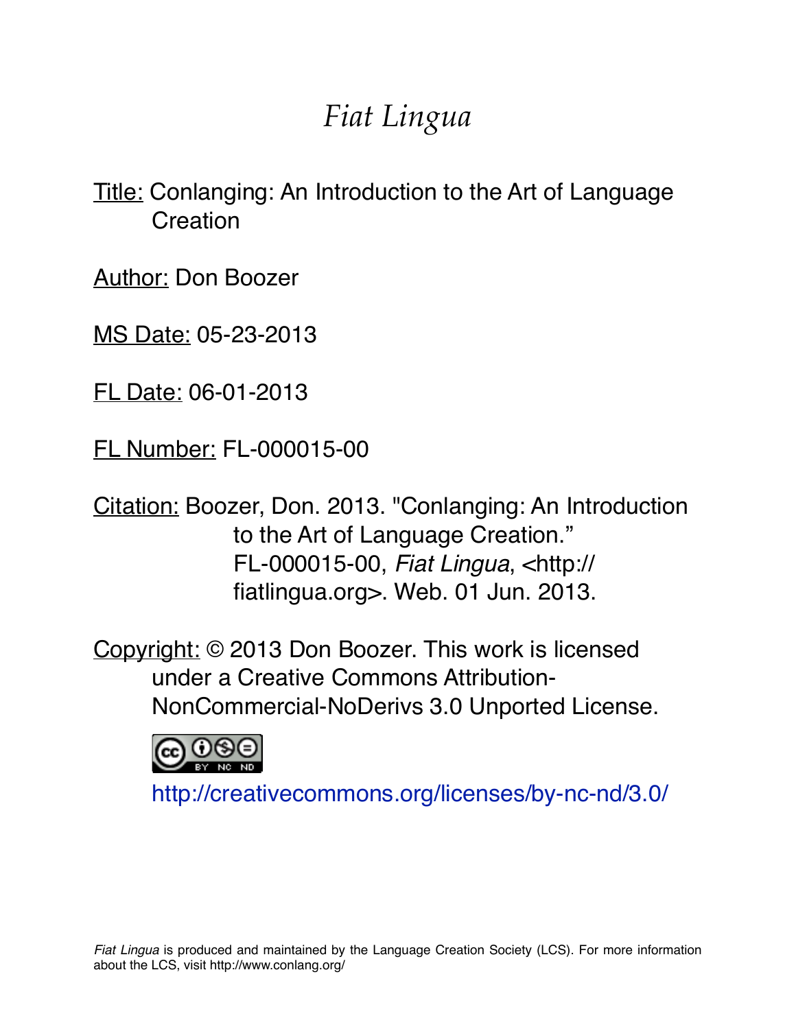# *Fiat Lingua*

Title: Conlanging: An Introduction to the Art of Language Creation

Author: Don Boozer

MS Date: 05-23-2013

FL Date: 06-01-2013

FL Number: FL-000015-00

Citation: Boozer, Don. 2013. "Conlanging: An Introduction to the Art of Language Creation." FL-000015-00, *Fiat Lingua*, <http://fiatlingua.org>. Web. 01 Jun. 2013.

Copyright: © 2013 Don Boozer. This work is licensed under a Creative Commons Attribution-NonCommercial-NoDerivs 3.0 Unported License.

http://creativecommons.org/licenses/by-nc-nd/3.0/

*Fiat Lingua* is produced and maintained by the Language Creation Society (LCS). For more information about the LCS, visit http://www.conlang.org/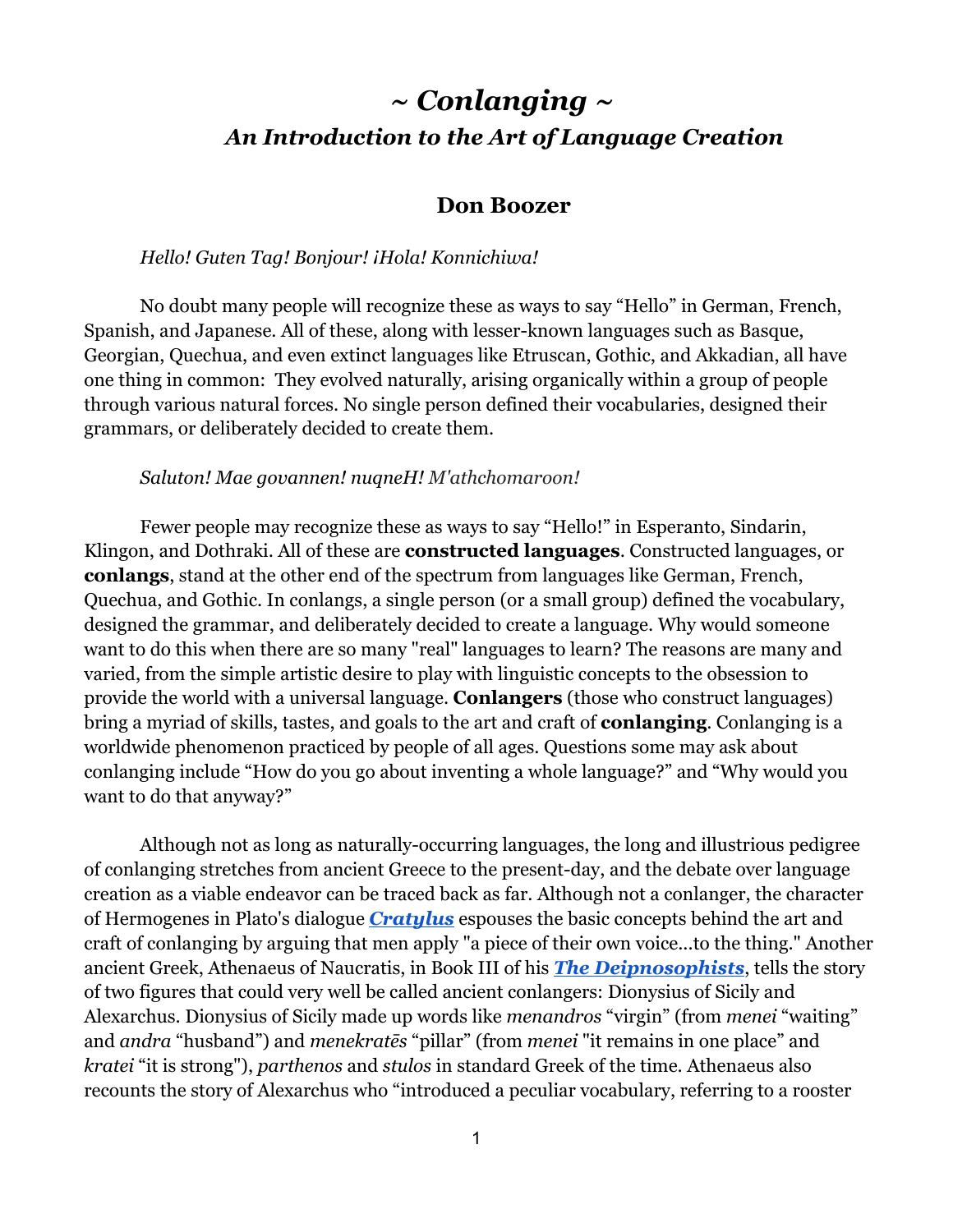# ~ *Conlanging* ~

## *An Introduction to the Art of Language Creation*

### Don Boozer

*Hello! Guten Tag! Bonjour! ¡Hola! Konnichiwa!*

No doubt many people will recognize these as ways to say "Hello" in German, French, Spanish, and Japanese. All of these, along with lesser-known languages such as Basque, Georgian, Quechua, and even extinct languages like Etruscan, Gothic, and Akkadian, all have one thing in common: They evolved naturally, arising organically within a group of people through various natural forces. No single person defined their vocabularies, designed their grammars, or deliberately decided to create them.

*Saluton! Mae govannen! nuqneH! M'athchomaroon!*

Fewer people may recognize these as ways to say "Hello!" in Esperanto, Sindarin, Klingon, and Dothraki. All of these are **constructed languages**. Constructed languages, or **conlangs**, stand at the other end of the spectrum from languages like German, French, Quechua, and Gothic. In conlangs, a single person (or a small group) defined the vocabulary, designed the grammar, and deliberately decided to create a language. Why would someone want to do this when there are so many "real" languages to learn? The reasons are many and varied, from the simple artistic desire to play with linguistic concepts to the obsession to provide the world with a universal language. **Conlangers** (those who construct languages) bring a myriad of skills, tastes, and goals to the art and craft of **conlanging**. Conlanging is a worldwide phenomenon practiced by people of all ages. Questions some may ask about conlanging include "How do you go about inventing a whole language?" and "Why would you want to do that anyway?"

Although not as long as naturally-occurring languages, the long and illustrious pedigree of conlanging stretches from ancient Greece to the present-day, and the debate over language creation as a viable endeavor can be traced back as far. Although not a conlanger, the character of Hermogenes in Plato's dialogue ***Cratylus*** espouses the basic concepts behind the art and craft of conlanging by arguing that men apply "a piece of their own voice...to the thing." Another ancient Greek, Athenaeus of Naucratis, in Book III of his ***The Deipnosophists***, tells the story of two figures that could very well be called ancient conlangers: Dionysius of Sicily and Alexarchus. Dionysius of Sicily made up words like *menandros* "virgin" (from *menei* "waiting" and *andra* "husband") and *menekratēs* "pillar" (from *menei* "it remains in one place" and *kratei* "it is strong"), *parthenos* and *stulos* in standard Greek of the time. Athenaeus also recounts the story of Alexarchus who "introduced a peculiar vocabulary, referring to a rooster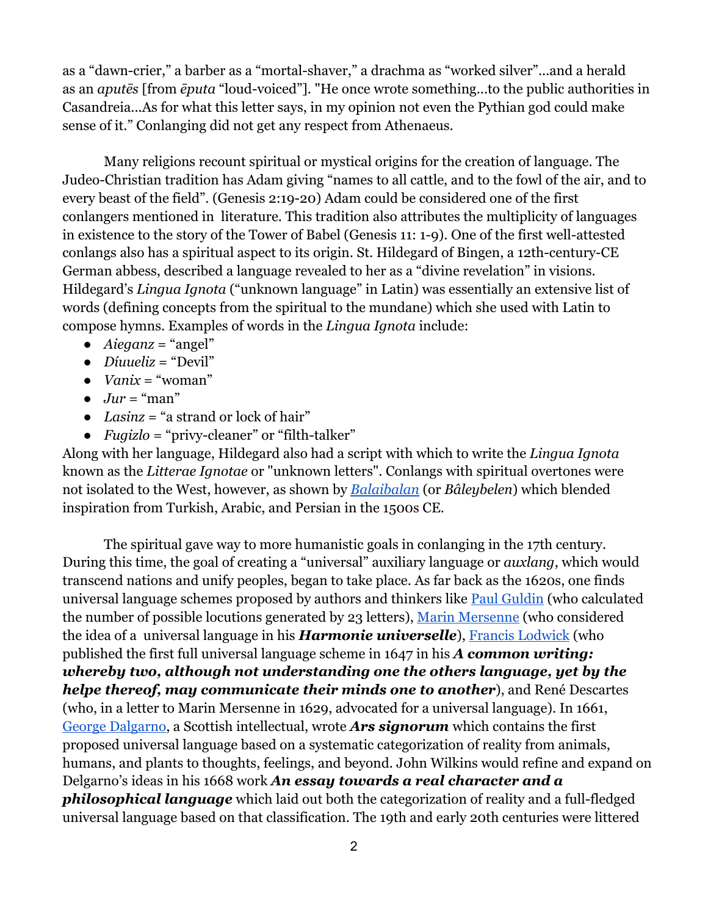as a "dawn-crier," a barber as a "mortal-shaver," a drachma as "worked silver"...and a herald as an *aputēs* [from *ēputa* "loud-voiced"]. "He once wrote something...to the public authorities in Casandreia...As for what this letter says, in my opinion not even the Pythian god could make sense of it." Conlanging did not get any respect from Athenaeus.

Many religions recount spiritual or mystical origins for the creation of language. The Judeo-Christian tradition has Adam giving "names to all cattle, and to the fowl of the air, and to every beast of the field". (Genesis 2:19-20) Adam could be considered one of the first conlangers mentioned in literature. This tradition also attributes the multiplicity of languages in existence to the story of the Tower of Babel (Genesis 11: 1-9). One of the first well-attested conlangs also has a spiritual aspect to its origin. St. Hildegard of Bingen, a 12th-century-CE German abbess, described a language revealed to her as a "divine revelation" in visions. Hildegard's *Lingua Ignota* ("unknown language" in Latin) was essentially an extensive list of words (defining concepts from the spiritual to the mundane) which she used with Latin to compose hymns. Examples of words in the *Lingua Ignota* include:

- *Aieganz* = "angel"
- *Díuueliz* = "Devil"
- *Vanix* = "woman"
- *Jur* = "man"
- *Lasinz* = "a strand or lock of hair"
- *Fugizlo* = "privy-cleaner" or "filth-talker"

Along with her language, Hildegard also had a script with which to write the *Lingua Ignota* known as the *Litterae Ignotae* or "unknown letters". Conlangs with spiritual overtones were not isolated to the West, however, as shown by *Balaibalan* (or *Bâleybelen*) which blended inspiration from Turkish, Arabic, and Persian in the 1500s CE.

The spiritual gave way to more humanistic goals in conlanging in the 17th century. During this time, the goal of creating a "universal" auxiliary language or *auxlang*, which would transcend nations and unify peoples, began to take place. As far back as the 1620s, one finds universal language schemes proposed by authors and thinkers like Paul Guldin (who calculated the number of possible locutions generated by 23 letters), Marin Mersenne (who considered the idea of a universal language in his ***Harmonie universelle***), Francis Lodwick (who published the first full universal language scheme in 1647 in his ***A common writing: whereby two, although not understanding one the others language, yet by the helpe thereof, may communicate their minds one to another***), and René Descartes (who, in a letter to Marin Mersenne in 1629, advocated for a universal language). In 1661, George Dalgarno, a Scottish intellectual, wrote ***Ars signorum*** which contains the first proposed universal language based on a systematic categorization of reality from animals, humans, and plants to thoughts, feelings, and beyond. John Wilkins would refine and expand on Delgarno's ideas in his 1668 work ***An essay towards a real character and a philosophical language*** which laid out both the categorization of reality and a full-fledged universal language based on that classification. The 19th and early 20th centuries were littered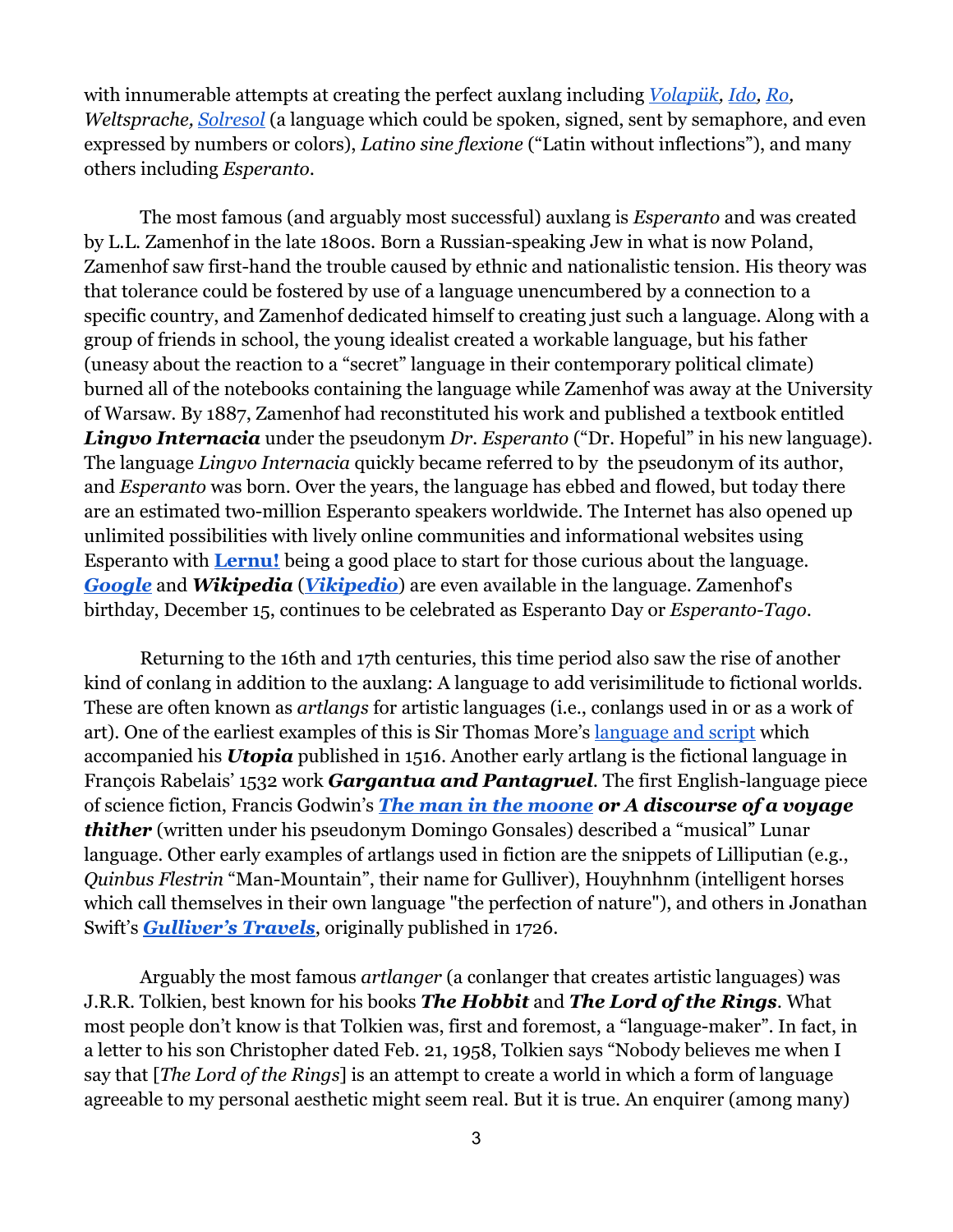with innumerable attempts at creating the perfect auxlang including *Volapük*, *Ido*, *Ro*, *Weltsprache*, *Solresol* (a language which could be spoken, signed, sent by semaphore, and even expressed by numbers or colors), *Latino sine flexione* ("Latin without inflections"), and many others including *Esperanto*.

The most famous (and arguably most successful) auxlang is *Esperanto* and was created by L.L. Zamenhof in the late 1800s. Born a Russian-speaking Jew in what is now Poland, Zamenhof saw first-hand the trouble caused by ethnic and nationalistic tension. His theory was that tolerance could be fostered by use of a language unencumbered by a connection to a specific country, and Zamenhof dedicated himself to creating just such a language. Along with a group of friends in school, the young idealist created a workable language, but his father (uneasy about the reaction to a "secret" language in their contemporary political climate) burned all of the notebooks containing the language while Zamenhof was away at the University of Warsaw. By 1887, Zamenhof had reconstituted his work and published a textbook entitled ***Lingvo Internacia*** under the pseudonym *Dr. Esperanto* ("Dr. Hopeful" in his new language). The language *Lingvo Internacia* quickly became referred to by the pseudonym of its author, and *Esperanto* was born. Over the years, the language has ebbed and flowed, but today there are an estimated two-million Esperanto speakers worldwide. The Internet has also opened up unlimited possibilities with lively online communities and informational websites using Esperanto with **Lernu!** being a good place to start for those curious about the language. ***Google*** and ***Wikipedia*** (***Vikipedio***) are even available in the language. Zamenhof's birthday, December 15, continues to be celebrated as Esperanto Day or *Esperanto-Tago*.

Returning to the 16th and 17th centuries, this time period also saw the rise of another kind of conlang in addition to the auxlang: A language to add verisimilitude to fictional worlds. These are often known as *artlangs* for artistic languages (i.e., conlangs used in or as a work of art). One of the earliest examples of this is Sir Thomas More's language and script which accompanied his ***Utopia*** published in 1516. Another early artlang is the fictional language in François Rabelais' 1532 work ***Gargantua and Pantagruel***. The first English-language piece of science fiction, Francis Godwin's ***The man in the moone or A discourse of a voyage thither*** (written under his pseudonym Domingo Gonsales) described a "musical" Lunar language. Other early examples of artlangs used in fiction are the snippets of Lilliputian (e.g., *Quinbus Flestrin* "Man-Mountain", their name for Gulliver), Houyhnhnm (intelligent horses which call themselves in their own language "the perfection of nature"), and others in Jonathan Swift's ***Gulliver's Travels***, originally published in 1726.

Arguably the most famous *artlanger* (a conlanger that creates artistic languages) was J.R.R. Tolkien, best known for his books ***The Hobbit*** and ***The Lord of the Rings***. What most people don't know is that Tolkien was, first and foremost, a "language-maker". In fact, in a letter to his son Christopher dated Feb. 21, 1958, Tolkien says "Nobody believes me when I say that [*The Lord of the Rings*] is an attempt to create a world in which a form of language agreeable to my personal aesthetic might seem real. But it is true. An enquirer (among many)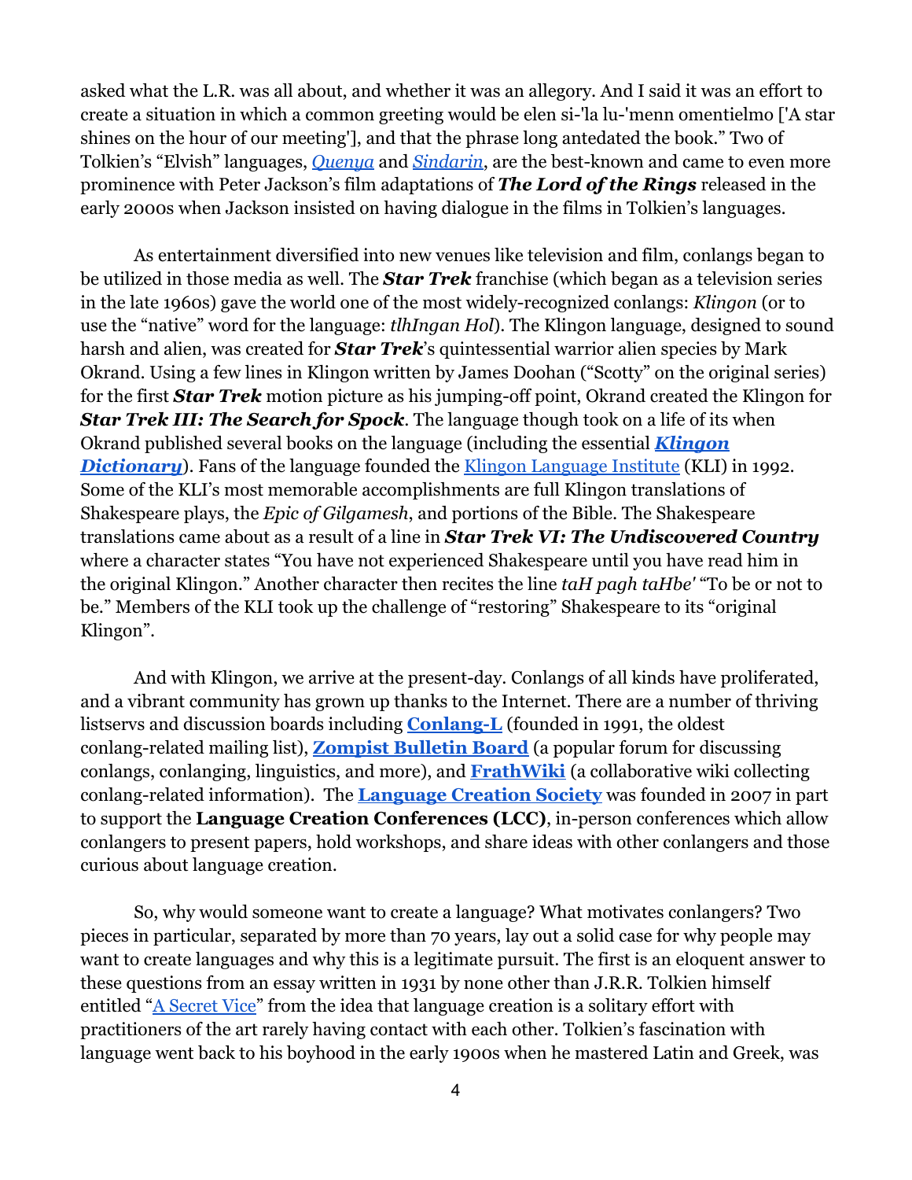asked what the L.R. was all about, and whether it was an allegory. And I said it was an effort to create a situation in which a common greeting would be elen si-'la lu-'menn omentielmo ['A star shines on the hour of our meeting'], and that the phrase long antedated the book." Two of Tolkien's "Elvish" languages, *Quenya* and *Sindarin*, are the best-known and came to even more prominence with Peter Jackson's film adaptations of ***The Lord of the Rings*** released in the early 2000s when Jackson insisted on having dialogue in the films in Tolkien's languages.

As entertainment diversified into new venues like television and film, conlangs began to be utilized in those media as well. The ***Star Trek*** franchise (which began as a television series in the late 1960s) gave the world one of the most widely-recognized conlangs: *Klingon* (or to use the "native" word for the language: *tlhIngan Hol*). The Klingon language, designed to sound harsh and alien, was created for ***Star Trek***'s quintessential warrior alien species by Mark Okrand. Using a few lines in Klingon written by James Doohan ("Scotty" on the original series) for the first ***Star Trek*** motion picture as his jumping-off point, Okrand created the Klingon for ***Star Trek III: The Search for Spock***. The language though took on a life of its when Okrand published several books on the language (including the essential ***Klingon Dictionary***). Fans of the language founded the Klingon Language Institute (KLI) in 1992. Some of the KLI's most memorable accomplishments are full Klingon translations of Shakespeare plays, the *Epic of Gilgamesh*, and portions of the Bible. The Shakespeare translations came about as a result of a line in ***Star Trek VI: The Undiscovered Country*** where a character states "You have not experienced Shakespeare until you have read him in the original Klingon." Another character then recites the line *taH pagh taHbe'* "To be or not to be." Members of the KLI took up the challenge of "restoring" Shakespeare to its "original Klingon".

And with Klingon, we arrive at the present-day. Conlangs of all kinds have proliferated, and a vibrant community has grown up thanks to the Internet. There are a number of thriving listservs and discussion boards including **Conlang-L** (founded in 1991, the oldest conlang-related mailing list), **Zompist Bulletin Board** (a popular forum for discussing conlangs, conlanging, linguistics, and more), and **FrathWiki** (a collaborative wiki collecting conlang-related information). The **Language Creation Society** was founded in 2007 in part to support the **Language Creation Conferences (LCC)**, in-person conferences which allow conlangers to present papers, hold workshops, and share ideas with other conlangers and those curious about language creation.

So, why would someone want to create a language? What motivates conlangers? Two pieces in particular, separated by more than 70 years, lay out a solid case for why people may want to create languages and why this is a legitimate pursuit. The first is an eloquent answer to these questions from an essay written in 1931 by none other than J.R.R. Tolkien himself entitled "A Secret Vice" from the idea that language creation is a solitary effort with practitioners of the art rarely having contact with each other. Tolkien's fascination with language went back to his boyhood in the early 1900s when he mastered Latin and Greek, was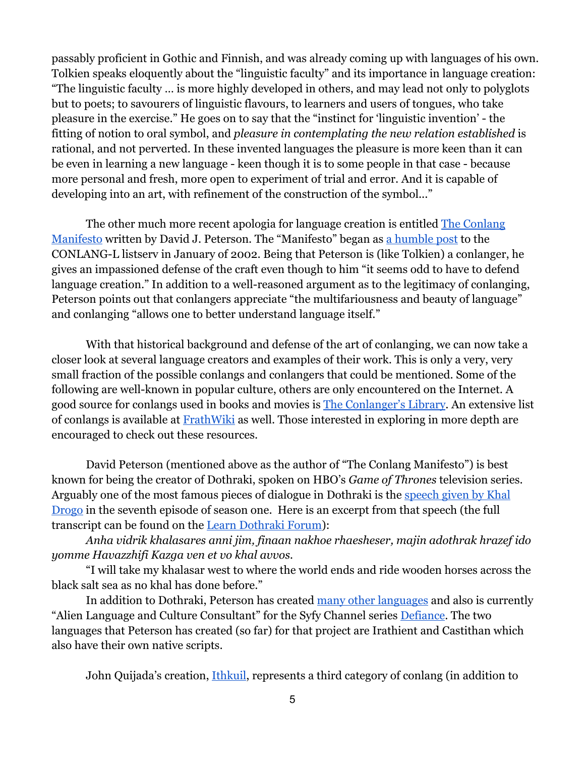passably proficient in Gothic and Finnish, and was already coming up with languages of his own. Tolkien speaks eloquently about the "linguistic faculty" and its importance in language creation: "The linguistic faculty … is more highly developed in others, and may lead not only to polyglots but to poets; to savourers of linguistic flavours, to learners and users of tongues, who take pleasure in the exercise." He goes on to say that the "instinct for 'linguistic invention' - the fitting of notion to oral symbol, and *pleasure in contemplating the new relation established* is rational, and not perverted. In these invented languages the pleasure is more keen than it can be even in learning a new language - keen though it is to some people in that case - because more personal and fresh, more open to experiment of trial and error. And it is capable of developing into an art, with refinement of the construction of the symbol…"

The other much more recent apologia for language creation is entitled The Conlang Manifesto written by David J. Peterson. The "Manifesto" began as a humble post to the CONLANG-L listserv in January of 2002. Being that Peterson is (like Tolkien) a conlanger, he gives an impassioned defense of the craft even though to him "it seems odd to have to defend language creation." In addition to a well-reasoned argument as to the legitimacy of conlanging, Peterson points out that conlangers appreciate "the multifariousness and beauty of language" and conlanging "allows one to better understand language itself."

With that historical background and defense of the art of conlanging, we can now take a closer look at several language creators and examples of their work. This is only a very, very small fraction of the possible conlangs and conlangers that could be mentioned. Some of the following are well-known in popular culture, others are only encountered on the Internet. A good source for conlangs used in books and movies is The Conlanger's Library. An extensive list of conlangs is available at FrathWiki as well. Those interested in exploring in more depth are encouraged to check out these resources.

David Peterson (mentioned above as the author of "The Conlang Manifesto") is best known for being the creator of Dothraki, spoken on HBO's *Game of Thrones* television series. Arguably one of the most famous pieces of dialogue in Dothraki is the speech given by Khal Drogo in the seventh episode of season one. Here is an excerpt from that speech (the full transcript can be found on the Learn Dothraki Forum):

*Anha vidrik khalasares anni jim, finaan nakhoe rhaesheser, majin adothrak hrazef ido yomme Havazzhifi Kazga ven et vo khal avvos.*

"I will take my khalasar west to where the world ends and ride wooden horses across the black salt sea as no khal has done before."

In addition to Dothraki, Peterson has created many other languages and also is currently "Alien Language and Culture Consultant" for the Syfy Channel series Defiance. The two languages that Peterson has created (so far) for that project are Irathient and Castithan which also have their own native scripts.

John Quijada's creation, Ithkuil, represents a third category of conlang (in addition to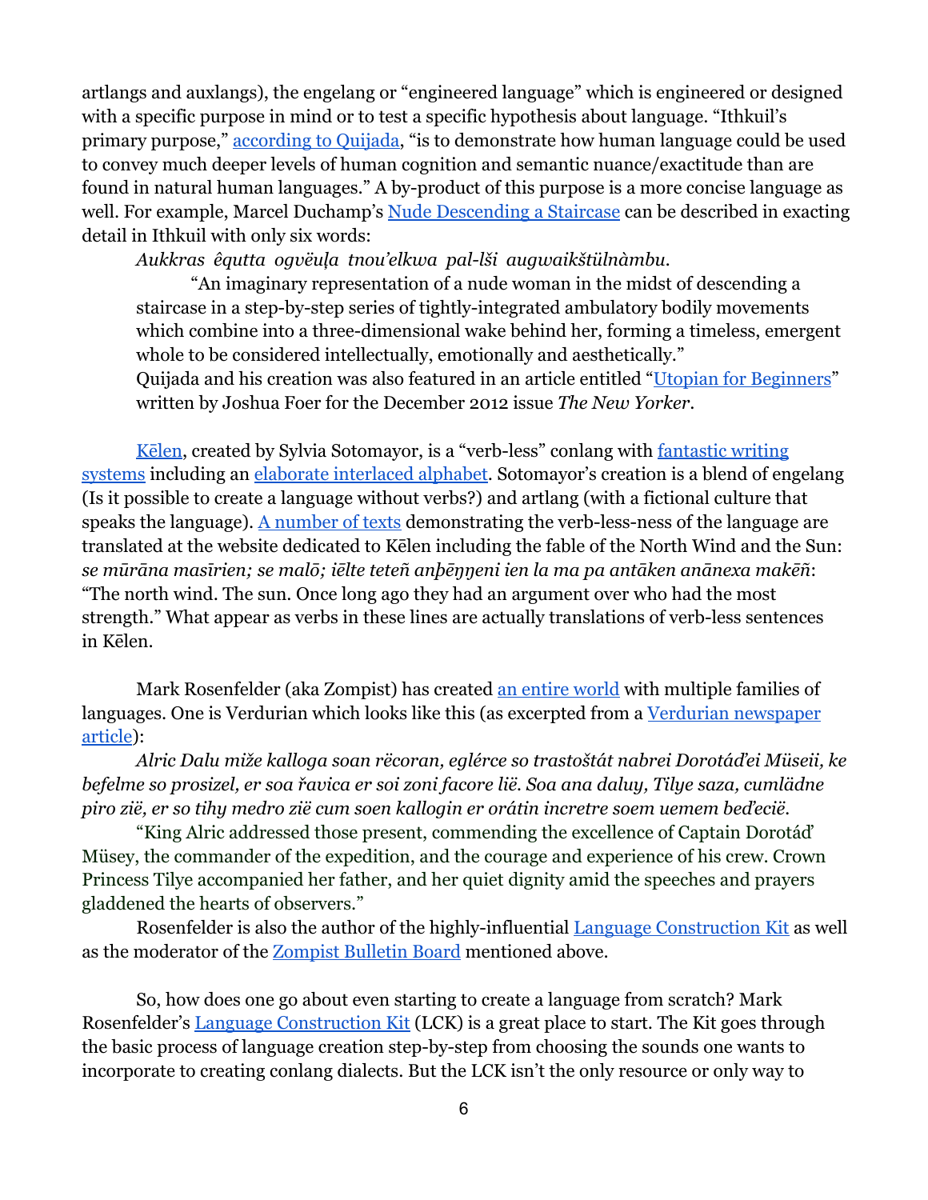artlangs and auxlangs), the engelang or "engineered language" which is engineered or designed with a specific purpose in mind or to test a specific hypothesis about language. "Ithkuil's primary purpose," [according to Quijada](), "is to demonstrate how human language could be used to convey much deeper levels of human cognition and semantic nuance/exactitude than are found in natural human languages." A by-product of this purpose is a more concise language as well. For example, Marcel Duchamp's [Nude Descending a Staircase]() can be described in exacting detail in Ithkuil with only six words:

> *Aukkras êqutta ogvëuḷa tnou'elkwa pal-lši augwaikštülnàmbu.*
>
> "An imaginary representation of a nude woman in the midst of descending a staircase in a step-by-step series of tightly-integrated ambulatory bodily movements which combine into a three-dimensional wake behind her, forming a timeless, emergent whole to be considered intellectually, emotionally and aesthetically."
>
> Quijada and his creation was also featured in an article entitled "[Utopian for Beginners]()" written by Joshua Foer for the December 2012 issue *The New Yorker*.

[Kēlen](), created by Sylvia Sotomayor, is a "verb-less" conlang with [fantastic writing systems]() including an [elaborate interlaced alphabet](). Sotomayor's creation is a blend of engelang (Is it possible to create a language without verbs?) and artlang (with a fictional culture that speaks the language). [A number of texts]() demonstrating the verb-less-ness of the language are translated at the website dedicated to Kēlen including the fable of the North Wind and the Sun: *se mūrāna masīrien; se malō; iēlte teteñ anþēŋŋeni ien la ma pa antāken anānexa makēñ*: "The north wind. The sun. Once long ago they had an argument over who had the most strength." What appear as verbs in these lines are actually translations of verb-less sentences in Kēlen.

Mark Rosenfelder (aka Zompist) has created [an entire world]() with multiple families of languages. One is Verdurian which looks like this (as excerpted from a [Verdurian newspaper article]()):

> *Alric Dalu miže kalloga soan rëcoran, eglérce so trastoštát nabrei Dorotáďei Müseii, ke befelme so prosizel, er soa řavica er soi zoni facore lië. Soa ana daluy, Tilye saza, cumlädne piro zië, er so tihy medro zië cum soen kallogin er orátin incretre soem uemem beďecië.*

"King Alric addressed those present, commending the excellence of Captain Dorotáď Müsey, the commander of the expedition, and the courage and experience of his crew. Crown Princess Tilye accompanied her father, and her quiet dignity amid the speeches and prayers gladdened the hearts of observers."

Rosenfelder is also the author of the highly-influential [Language Construction Kit]() as well as the moderator of the [Zompist Bulletin Board]() mentioned above.

So, how does one go about even starting to create a language from scratch? Mark Rosenfelder's [Language Construction Kit]() (LCK) is a great place to start. The Kit goes through the basic process of language creation step-by-step from choosing the sounds one wants to incorporate to creating conlang dialects. But the LCK isn't the only resource or only way to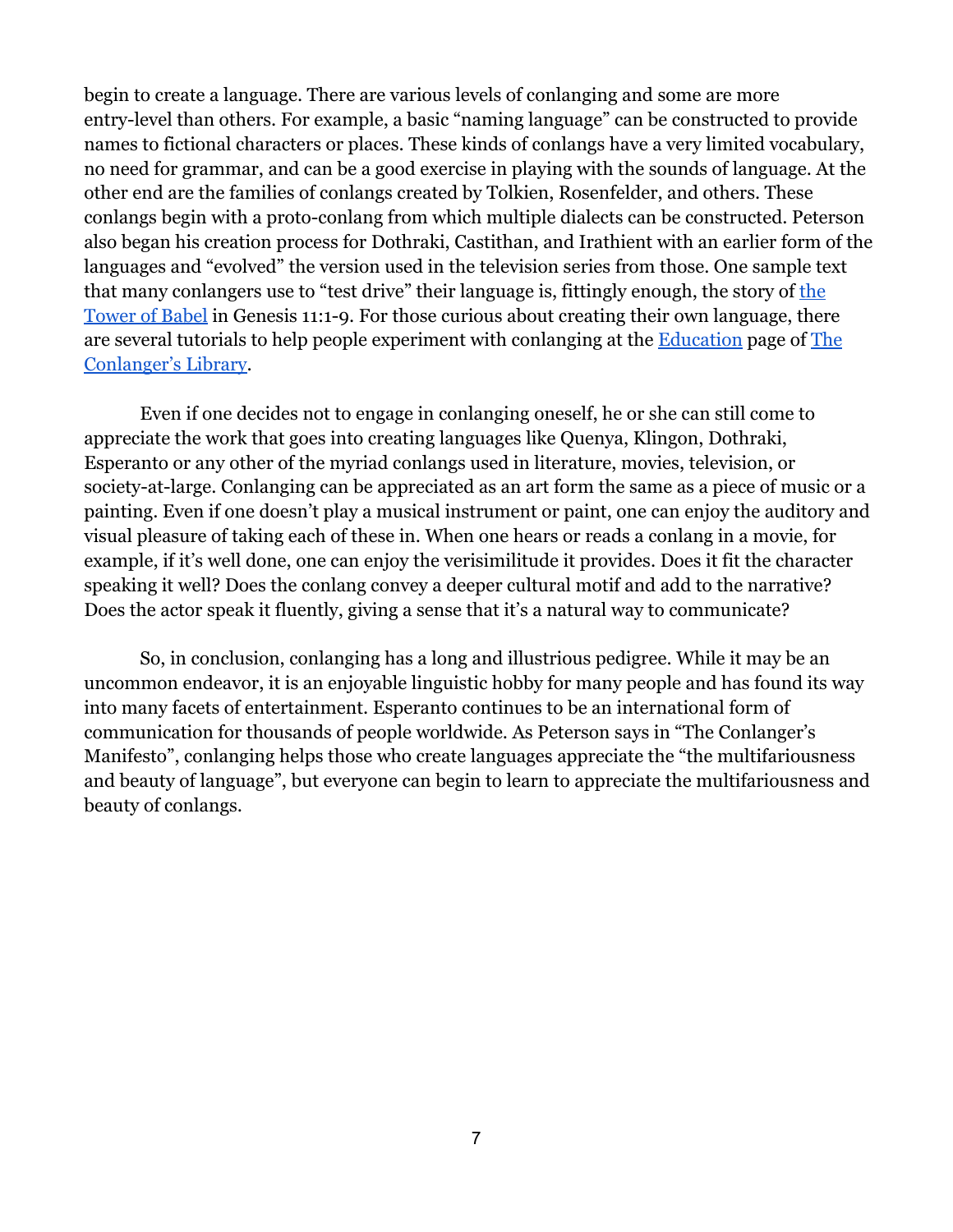begin to create a language. There are various levels of conlanging and some are more entry-level than others. For example, a basic "naming language" can be constructed to provide names to fictional characters or places. These kinds of conlangs have a very limited vocabulary, no need for grammar, and can be a good exercise in playing with the sounds of language. At the other end are the families of conlangs created by Tolkien, Rosenfelder, and others. These conlangs begin with a proto-conlang from which multiple dialects can be constructed. Peterson also began his creation process for Dothraki, Castithan, and Irathient with an earlier form of the languages and "evolved" the version used in the television series from those. One sample text that many conlangers use to "test drive" their language is, fittingly enough, the story of [the Tower of Babel] in Genesis 11:1-9. For those curious about creating their own language, there are several tutorials to help people experiment with conlanging at the [Education] page of [The Conlanger's Library].

Even if one decides not to engage in conlanging oneself, he or she can still come to appreciate the work that goes into creating languages like Quenya, Klingon, Dothraki, Esperanto or any other of the myriad conlangs used in literature, movies, television, or society-at-large. Conlanging can be appreciated as an art form the same as a piece of music or a painting. Even if one doesn't play a musical instrument or paint, one can enjoy the auditory and visual pleasure of taking each of these in. When one hears or reads a conlang in a movie, for example, if it's well done, one can enjoy the verisimilitude it provides. Does it fit the character speaking it well? Does the conlang convey a deeper cultural motif and add to the narrative? Does the actor speak it fluently, giving a sense that it's a natural way to communicate?

So, in conclusion, conlanging has a long and illustrious pedigree. While it may be an uncommon endeavor, it is an enjoyable linguistic hobby for many people and has found its way into many facets of entertainment. Esperanto continues to be an international form of communication for thousands of people worldwide. As Peterson says in "The Conlanger's Manifesto", conlanging helps those who create languages appreciate the "the multifariousness and beauty of language", but everyone can begin to learn to appreciate the multifariousness and beauty of conlangs.